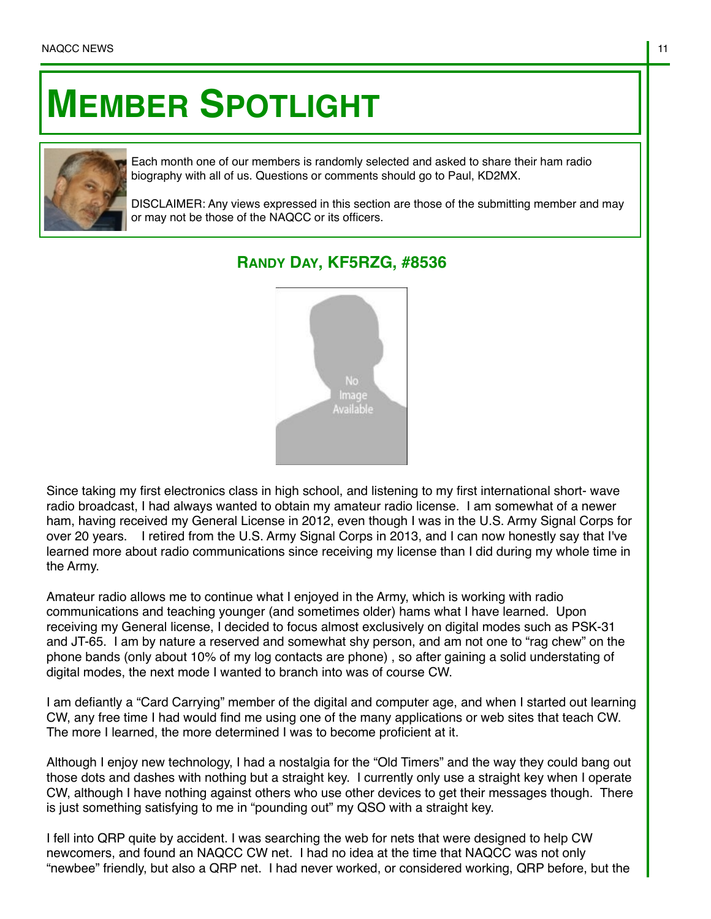# MEMBER SPOTLIGHT

Each month one of our members is randomly selected and asked to share their ham radio biography with all of us. Questions or comments should go to Paul, KD2MX.

DISCLAIMER: Any views expressed in this section are those of the submitting member and may or may not be those of the NAQCC or its officers.

## RANDY DAY, KF5RZG, #8536

Since taking my first electronics class in high school, and listening to my first international short- wave radio broadcast, I had always wanted to obtain my amateur radio license. I am somewhat of a newer ham, having received my General License in 2012, even though I was in the U.S. Army Signal Corps for over 20 years. I retired from the U.S. Army Signal Corps in 2013, and I can now honestly say that I've learned more about radio communications since receiving my license than I did during my whole time in the Army.

Amateur radio allows me to continue what I enjoyed in the Army, which is working with radio communications and teaching younger (and sometimes older) hams what I have learned. Upon receiving my General license, I decided to focus almost exclusively on digital modes such as PSK-31 and JT-65. I am by nature a reserved and somewhat shy person, and am not one to "rag chew" on the phone bands (only about 10% of my log contacts are phone) , so after gaining a solid understating of digital modes, the next mode I wanted to branch into was of course CW.

I am defiantly a "Card Carrying" member of the digital and computer age, and when I started out learning CW, any free time I had would find me using one of the many applications or web sites that teach CW. The more I learned, the more determined I was to become proficient at it.

Although I enjoy new technology, I had a nostalgia for the "Old Timers" and the way they could bang out those dots and dashes with nothing but a straight key. I currently only use a straight key when I operate CW, although I have nothing against others who use other devices to get their messages though. There is just something satisfying to me in "pounding out" my QSO with a straight key.

I fell into QRP quite by accident. I was searching the web for nets that were designed to help CW newcomers, and found an NAQCC CW net. I had no idea at the time that NAQCC was not only "newbee" friendly, but also a QRP net. I had never worked, or considered working, QRP before, but the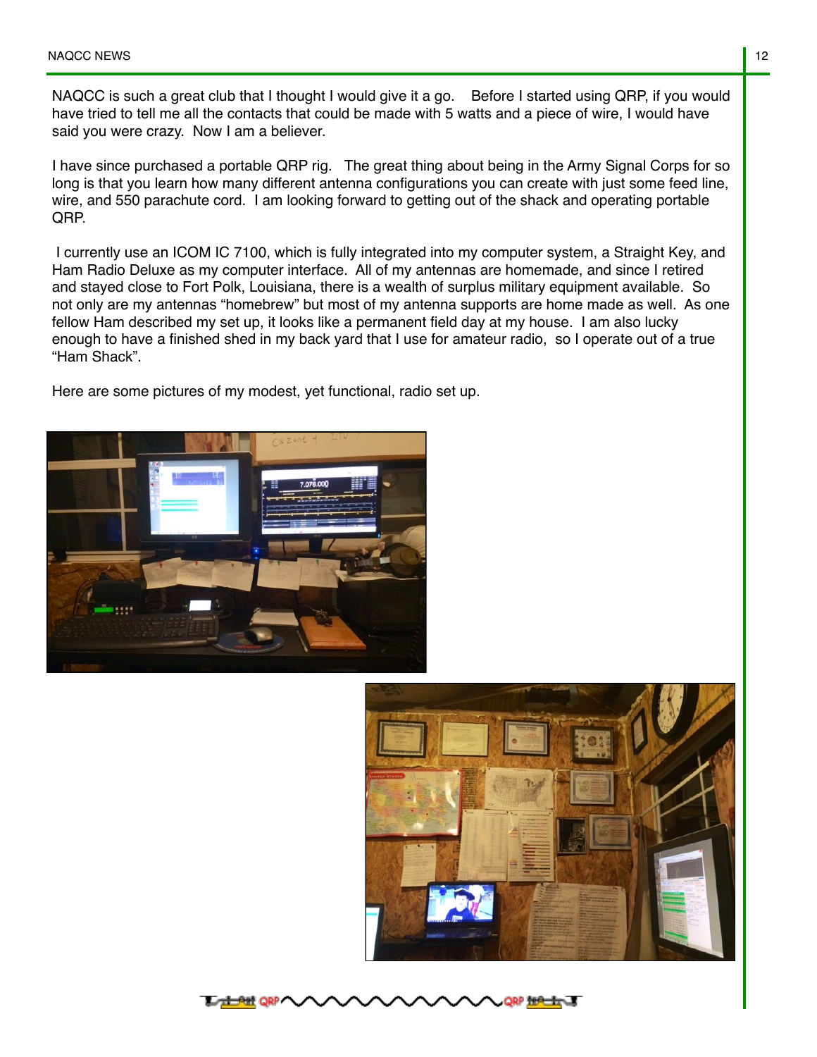NAQCC is such a great club that I thought I would give it a go.  Before I started using QRP, if you would have tried to tell me all the contacts that could be made with 5 watts and a piece of wire, I would have said you were crazy.  Now I am a believer.

I have since purchased a portable QRP rig.  The great thing about being in the Army Signal Corps for so long is that you learn how many different antenna configurations you can create with just some feed line, wire, and 550 parachute cord.  I am looking forward to getting out of the shack and operating portable QRP.

I currently use an ICOM IC 7100, which is fully integrated into my computer system, a Straight Key, and Ham Radio Deluxe as my computer interface.  All of my antennas are homemade, and since I retired and stayed close to Fort Polk, Louisiana, there is a wealth of surplus military equipment available.  So not only are my antennas "homebrew" but most of my antenna supports are home made as well.  As one fellow Ham described my set up, it looks like a permanent field day at my house.  I am also lucky enough to have a finished shed in my back yard that I use for amateur radio,  so I operate out of a true "Ham Shack".

Here are some pictures of my modest, yet functional, radio set up.